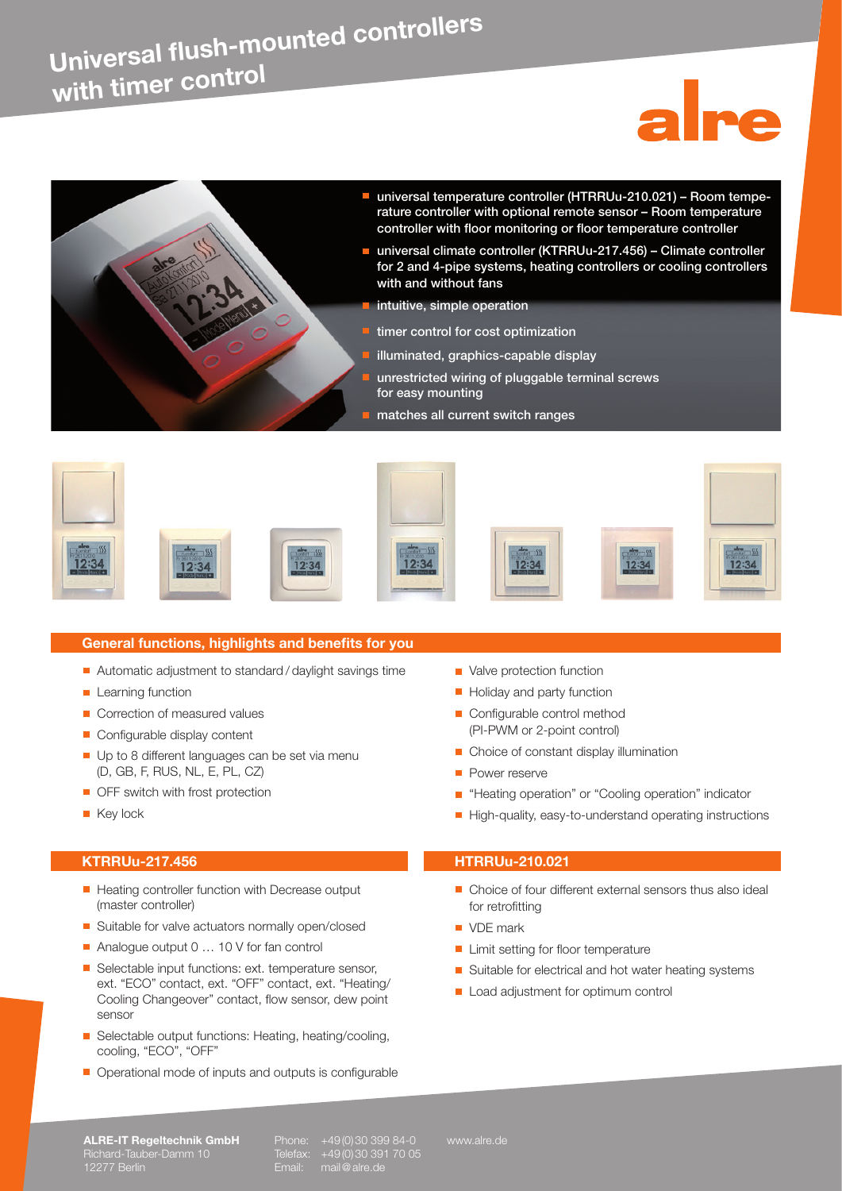# Universal flush-mounted controllers with timer control

alre

- universal temperature controller (HTRRUu-210.021) – Room temperature controller with optional remote sensor – Room temperature controller with floor monitoring or floor temperature controller
- universal climate controller (KTRRUu-217.456) – Climate controller for 2 and 4-pipe systems, heating controllers or cooling controllers with and without fans
- intuitive, simple operation
- timer control for cost optimization
- illuminated, graphics-capable display
- unrestricted wiring of pluggable terminal screws for easy mounting
- matches all current switch ranges

## General functions, highlights and benefits for you

- Automatic adjustment to standard / daylight savings time
- Learning function
- Correction of measured values
- Configurable display content
- Up to 8 different languages can be set via menu (D, GB, F, RUS, NL, E, PL, CZ)
- OFF switch with frost protection
- Key lock
- Valve protection function
- Holiday and party function
- Configurable control method (PI-PWM or 2-point control)
- Choice of constant display illumination
- Power reserve
- "Heating operation" or "Cooling operation" indicator
- High-quality, easy-to-understand operating instructions

## KTRRUu-217.456

- Heating controller function with Decrease output (master controller)
- Suitable for valve actuators normally open/closed
- Analogue output 0 … 10 V for fan control
- Selectable input functions: ext. temperature sensor, ext. "ECO" contact, ext. "OFF" contact, ext. "Heating/Cooling Changeover" contact, flow sensor, dew point sensor
- Selectable output functions: Heating, heating/cooling, cooling, "ECO", "OFF"
- Operational mode of inputs and outputs is configurable

## HTRRUu-210.021

- Choice of four different external sensors thus also ideal for retrofitting
- VDE mark
- Limit setting for floor temperature
- Suitable for electrical and hot water heating systems
- Load adjustment for optimum control

**ALRE-IT Regeltechnik GmbH**
Richard-Tauber-Damm 10
12277 Berlin

Phone: +49 (0) 30 399 84-0
Telefax: +49 (0) 30 391 70 05
Email: mail@alre.de

www.alre.de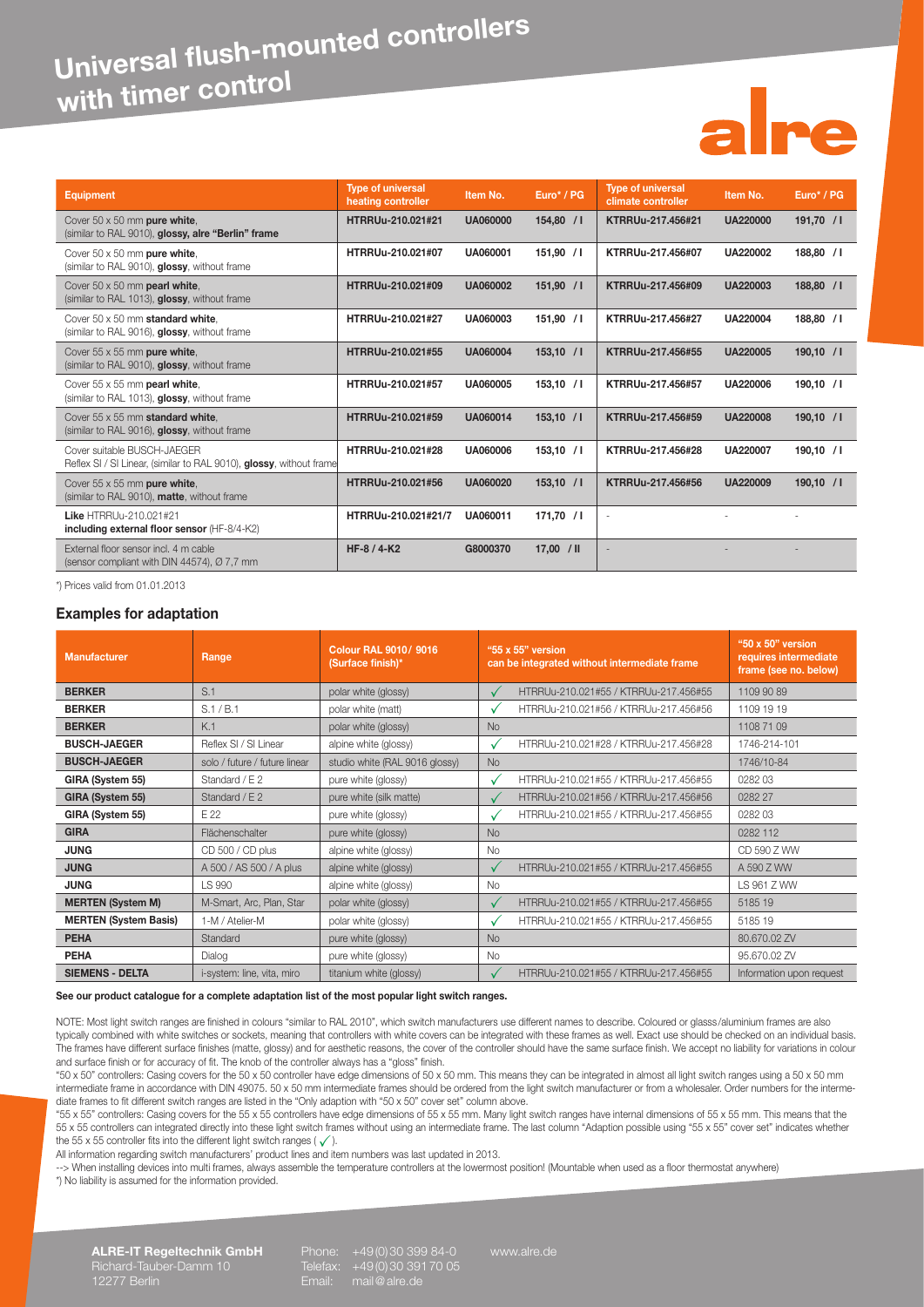# Universal flush-mounted controllers with timer control

alre

| Equipment | Type of universal heating controller | Item No. | Euro* / PG | Type of universal climate controller | Item No. | Euro* / PG |
|---|---|---|---|---|---|---|
| Cover 50 x 50 mm **pure white**, (similar to RAL 9010), **glossy, alre "Berlin" frame** | HTRRUu-210.021#21 | UA060000 | 154,80 / I | KTRRUu-217.456#21 | UA220000 | 191,70 / I |
| Cover 50 x 50 mm **pure white**, (similar to RAL 9010), **glossy**, without frame | HTRRUu-210.021#07 | UA060001 | 151,90 / I | KTRRUu-217.456#07 | UA220002 | 188,80 / I |
| Cover 50 x 50 mm **pearl white**, (similar to RAL 1013), **glossy**, without frame | HTRRUu-210.021#09 | UA060002 | 151,90 / I | KTRRUu-217.456#09 | UA220003 | 188,80 / I |
| Cover 50 x 50 mm **standard white**, (similar to RAL 9016), **glossy**, without frame | HTRRUu-210.021#27 | UA060003 | 151,90 / I | KTRRUu-217.456#27 | UA220004 | 188,80 / I |
| Cover 55 x 55 mm **pure white**, (similar to RAL 9010), **glossy**, without frame | HTRRUu-210.021#55 | UA060004 | 153,10 / I | KTRRUu-217.456#55 | UA220005 | 190,10 / I |
| Cover 55 x 55 mm **pearl white**, (similar to RAL 1013), **glossy**, without frame | HTRRUu-210.021#57 | UA060005 | 153,10 / I | KTRRUu-217.456#57 | UA220006 | 190,10 / I |
| Cover 55 x 55 mm **standard white**, (similar to RAL 9016), **glossy**, without frame | HTRRUu-210.021#59 | UA060014 | 153,10 / I | KTRRUu-217.456#59 | UA220008 | 190,10 / I |
| Cover suitable BUSCH-JAEGER Reflex SI / SI Linear, (similar to RAL 9010), **glossy**, without frame | HTRRUu-210.021#28 | UA060006 | 153,10 / I | KTRRUu-217.456#28 | UA220007 | 190,10 / I |
| Cover 55 x 55 mm **pure white**, (similar to RAL 9010), **matte**, without frame | HTRRUu-210.021#56 | UA060020 | 153,10 / I | KTRRUu-217.456#56 | UA220009 | 190,10 / I |
| **Like** HTRRUu-210.021#21 **including external floor sensor** (HF-8/4-K2) | HTRRUu-210.021#21/7 | UA060011 | 171,70 / I | - | - | - |
| External floor sensor incl. 4 m cable (sensor compliant with DIN 44574), Ø 7,7 mm | HF-8 / 4-K2 | G8000370 | 17,00 / II | - | - | - |

*) Prices valid from 01.01.2013

## Examples for adaptation

| Manufacturer | Range | Colour RAL 9010 / 9016 (Surface finish)* | "55 x 55" version can be integrated without intermediate frame | | "50 x 50" version requires intermediate frame (see no. below) |
|---|---|---|---|---|---|
| **BERKER** | S.1 | polar white (glossy) | ✓ | HTRRUu-210.021#55 / KTRRUu-217.456#55 | 1109 90 89 |
| **BERKER** | S.1 / B.1 | polar white (matt) | ✓ | HTRRUu-210.021#56 / KTRRUu-217.456#56 | 1109 19 19 |
| **BERKER** | K.1 | polar white (glossy) | No | | 1108 71 09 |
| **BUSCH-JAEGER** | Reflex SI / SI Linear | alpine white (glossy) | ✓ | HTRRUu-210.021#28 / KTRRUu-217.456#28 | 1746-214-101 |
| **BUSCH-JAEGER** | solo / future / future linear | studio white (RAL 9016 glossy) | No | | 1746/10-84 |
| **GIRA (System 55)** | Standard / E 2 | pure white (glossy) | ✓ | HTRRUu-210.021#55 / KTRRUu-217.456#55 | 0282 03 |
| **GIRA (System 55)** | Standard / E 2 | pure white (silk matte) | ✓ | HTRRUu-210.021#56 / KTRRUu-217.456#56 | 0282 27 |
| **GIRA (System 55)** | E 22 | pure white (glossy) | ✓ | HTRRUu-210.021#55 / KTRRUu-217.456#55 | 0282 03 |
| **GIRA** | Flächenschalter | pure white (glossy) | No | | 0282 112 |
| **JUNG** | CD 500 / CD plus | alpine white (glossy) | No | | CD 590 Z WW |
| **JUNG** | A 500 / AS 500 / A plus | alpine white (glossy) | ✓ | HTRRUu-210.021#55 / KTRRUu-217.456#55 | A 590 Z WW |
| **JUNG** | LS 990 | alpine white (glossy) | No | | LS 961 Z WW |
| **MERTEN (System M)** | M-Smart, Arc, Plan, Star | polar white (glossy) | ✓ | HTRRUu-210.021#55 / KTRRUu-217.456#55 | 5185 19 |
| **MERTEN (System Basis)** | 1-M / Atelier-M | polar white (glossy) | ✓ | HTRRUu-210.021#55 / KTRRUu-217.456#55 | 5185 19 |
| **PEHA** | Standard | pure white (glossy) | No | | 80.670.02 ZV |
| **PEHA** | Dialog | pure white (glossy) | No | | 95.670.02 ZV |
| **SIEMENS - DELTA** | i-system: line, vita, miro | titanium white (glossy) | ✓ | HTRRUu-210.021#55 / KTRRUu-217.456#55 | Information upon request |

**See our product catalogue for a complete adaptation list of the most popular light switch ranges.**

NOTE: Most light switch ranges are finished in colours "similar to RAL 2010", which switch manufacturers use different names to describe. Coloured or glasss/aluminium frames are also typically combined with white switches or sockets, meaning that controllers with white covers can be integrated with these frames as well. Exact use should be checked on an individual basis. The frames have different surface finishes (matte, glossy) and for aesthetic reasons, the cover of the controller should have the same surface finish. We accept no liability for variations in colour and surface finish or for accuracy of fit. The knob of the controller always has a "gloss" finish.

"50 x 50" controllers: Casing covers for the 50 x 50 controller have edge dimensions of 50 x 50 mm. This means they can be integrated in almost all light switch ranges using a 50 x 50 mm intermediate frame in accordance with DIN 49075. 50 x 50 mm intermediate frames should be ordered from the light switch manufacturer or from a wholesaler. Order numbers for the intermediate frames to fit different switch ranges are listed in the "Only adaption with "50 x 50" cover set" column above.

"55 x 55" controllers: Casing covers for the 55 x 55 controllers have edge dimensions of 55 x 55 mm. Many light switch ranges have internal dimensions of 55 x 55 mm. This means that the 55 x 55 controllers can integrated directly into these light switch frames without using an intermediate frame. The last column "Adaption possible using "55 x 55" cover set" indicates whether the 55 x 55 controller fits into the different light switch ranges ( ✓ ).

All information regarding switch manufacturers' product lines and item numbers was last updated in 2013.

--> When installing devices into multi frames, always assemble the temperature controllers at the lowermost position! (Mountable when used as a floor thermostat anywhere)

*) No liability is assumed for the information provided.

**ALRE-IT Regeltechnik GmbH**
Richard-Tauber-Damm 10
12277 Berlin

Phone: +49 (0) 30 399 84-0
Telefax: +49 (0) 30 391 70 05
Email: mail@alre.de

www.alre.de